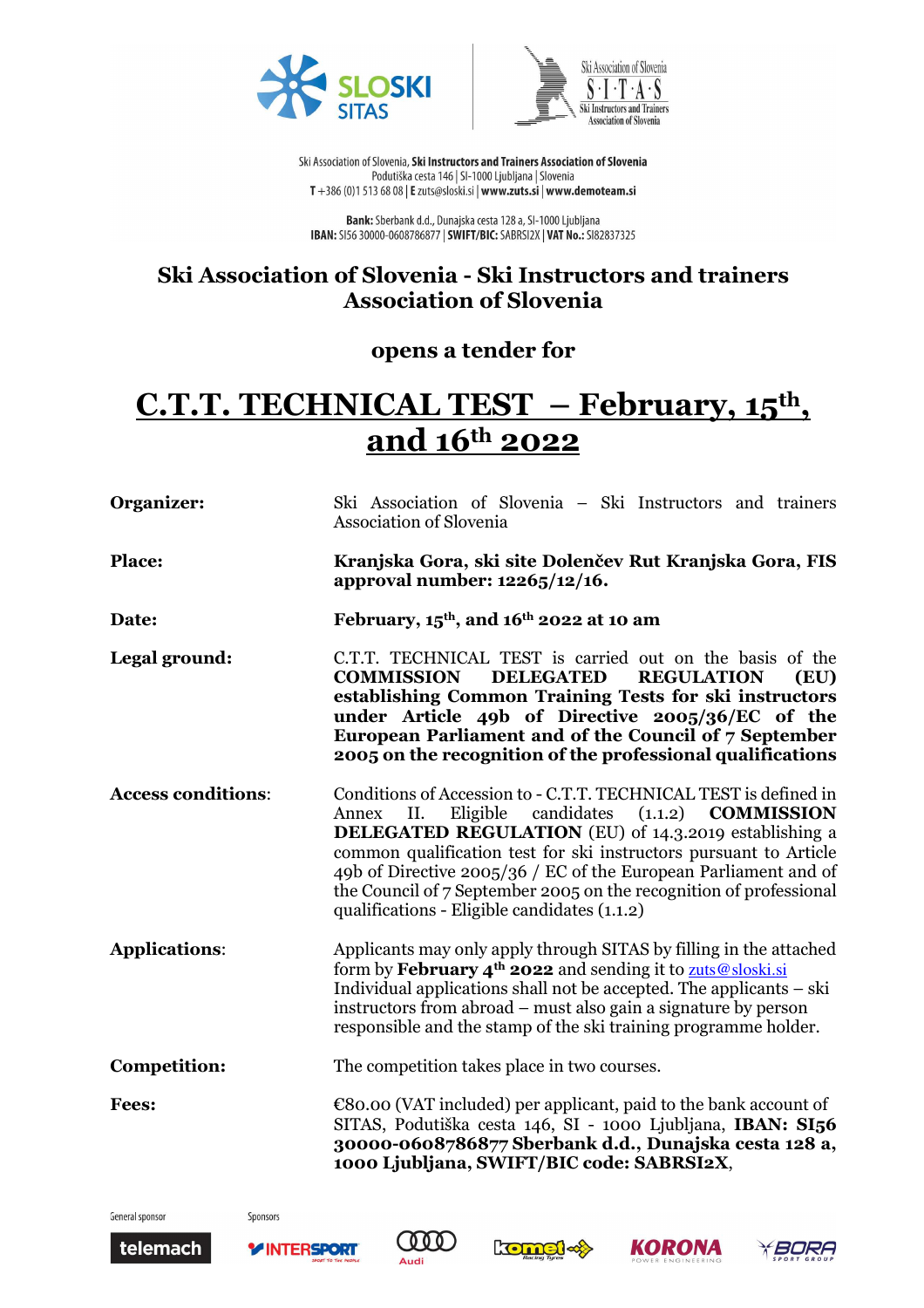Ski Association of Slovenia, **Ski Instructors and Trainers Association of Slovenia**
Podutiška cesta 146 | SI-1000 Ljubljana | Slovenia
**T** +386 (0)1 513 68 08 | **E** zuts@sloski.si | **www.zuts.si** | **www.demoteam.si**

**Bank:** Sberbank d.d., Dunajska cesta 128 a, SI-1000 Ljubljana
**IBAN:** SI56 30000-0608786877 | **SWIFT/BIC:** SABRSI2X | **VAT No.:** SI82837325

## Ski Association of Slovenia - Ski Instructors and trainers Association of Slovenia

### opens a tender for

# C.T.T. TECHNICAL TEST – February, 15th, and 16th 2022

**Organizer:** Ski Association of Slovenia – Ski Instructors and trainers Association of Slovenia

**Place:** **Kranjska Gora, ski site Dolenčev Rut Kranjska Gora, FIS approval number: 12265/12/16.**

**Date:** **February, 15th, and 16th 2022 at 10 am**

**Legal ground:** C.T.T. TECHNICAL TEST is carried out on the basis of the **COMMISSION DELEGATED REGULATION (EU) establishing Common Training Tests for ski instructors under Article 49b of Directive 2005/36/EC of the European Parliament and of the Council of 7 September 2005 on the recognition of the professional qualifications**

**Access conditions**: Conditions of Accession to - C.T.T. TECHNICAL TEST is defined in Annex II. Eligible candidates (1.1.2) **COMMISSION DELEGATED REGULATION** (EU) of 14.3.2019 establishing a common qualification test for ski instructors pursuant to Article 49b of Directive 2005/36 / EC of the European Parliament and of the Council of 7 September 2005 on the recognition of professional qualifications - Eligible candidates (1.1.2)

**Applications**: Applicants may only apply through SITAS by filling in the attached form by **February 4th 2022** and sending it to zuts@sloski.si Individual applications shall not be accepted. The applicants – ski instructors from abroad – must also gain a signature by person responsible and the stamp of the ski training programme holder.

**Competition:** The competition takes place in two courses.

**Fees:** €80.00 (VAT included) per applicant, paid to the bank account of SITAS, Podutiška cesta 146, SI - 1000 Ljubljana, **IBAN: SI56 30000-0608786877 Sberbank d.d., Dunajska cesta 128 a, 1000 Ljubljana, SWIFT/BIC code: SABRSI2X**,

General sponsor: telemach

Sponsors: INTERSPORT, Audi, Komet, KORONA, BORA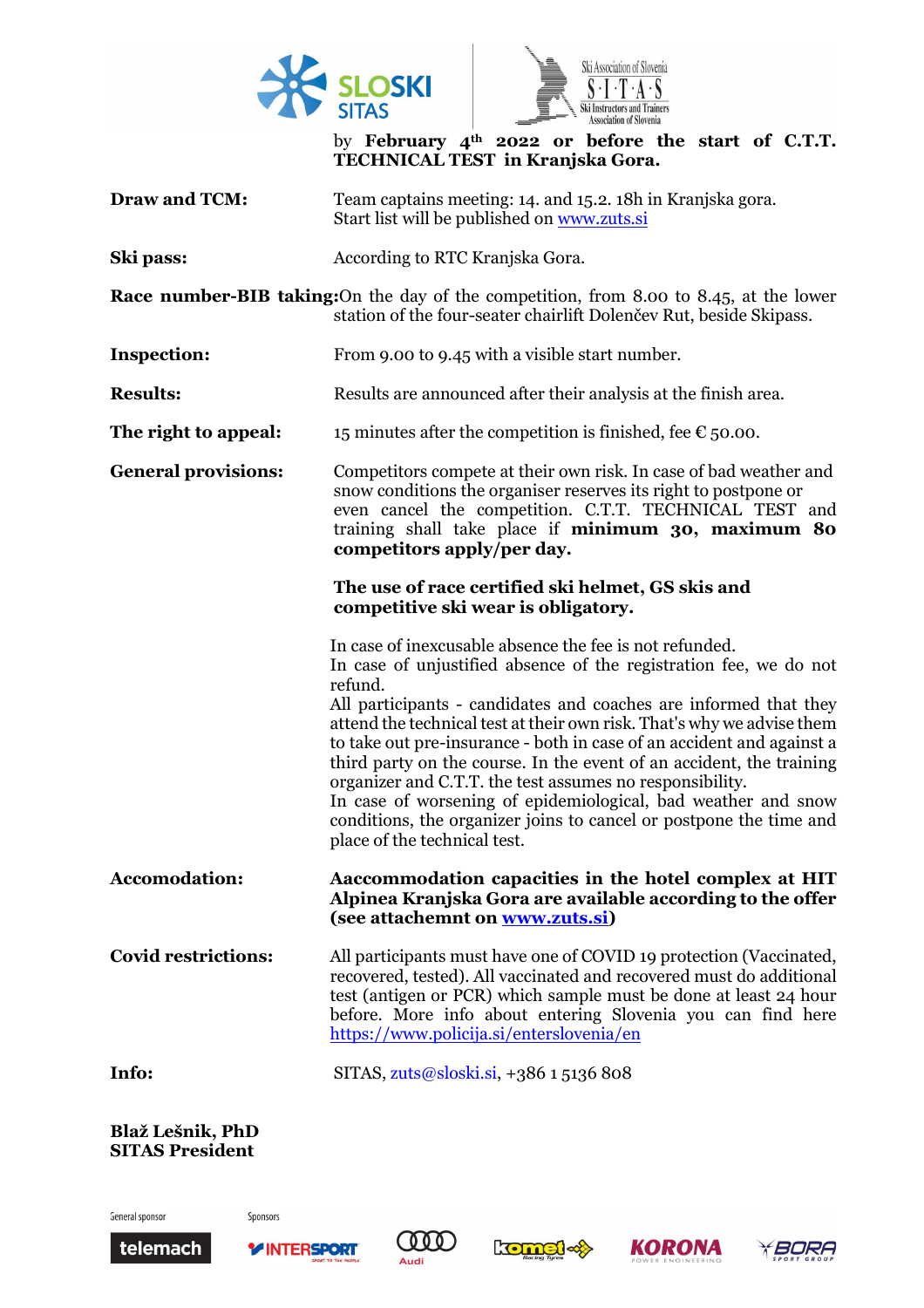by **February 4th 2022 or before the start of C.T.T. TECHNICAL TEST in Kranjska Gora.**

**Draw and TCM:** Team captains meeting: 14. and 15.2. 18h in Kranjska gora. Start list will be published on www.zuts.si

**Ski pass:** According to RTC Kranjska Gora.

**Race number-BIB taking:** On the day of the competition, from 8.00 to 8.45, at the lower station of the four-seater chairlift Dolenčev Rut, beside Skipass.

**Inspection:** From 9.00 to 9.45 with a visible start number.

**Results:** Results are announced after their analysis at the finish area.

**The right to appeal:** 15 minutes after the competition is finished, fee € 50.00.

**General provisions:** Competitors compete at their own risk. In case of bad weather and snow conditions the organiser reserves its right to postpone or even cancel the competition. C.T.T. TECHNICAL TEST and training shall take place if **minimum 30, maximum 80 competitors apply/per day.**

**The use of race certified ski helmet, GS skis and competitive ski wear is obligatory.**

In case of inexcusable absence the fee is not refunded.
In case of unjustified absence of the registration fee, we do not refund.
All participants - candidates and coaches are informed that they attend the technical test at their own risk. That's why we advise them to take out pre-insurance - both in case of an accident and against a third party on the course. In the event of an accident, the training organizer and C.T.T. the test assumes no responsibility.
In case of worsening of epidemiological, bad weather and snow conditions, the organizer joins to cancel or postpone the time and place of the technical test.

**Accomodation:** **Aaccommodation capacities in the hotel complex at HIT Alpinea Kranjska Gora are available according to the offer (see attachemnt on www.zuts.si)**

**Covid restrictions:** All participants must have one of COVID 19 protection (Vaccinated, recovered, tested). All vaccinated and recovered must do additional test (antigen or PCR) which sample must be done at least 24 hour before. More info about entering Slovenia you can find here https://www.policija.si/enterslovenia/en

**Info:** SITAS, zuts@sloski.si, +386 1 5136 808

**Blaž Lešnik, PhD**
**SITAS President**

General sponsor Sponsors